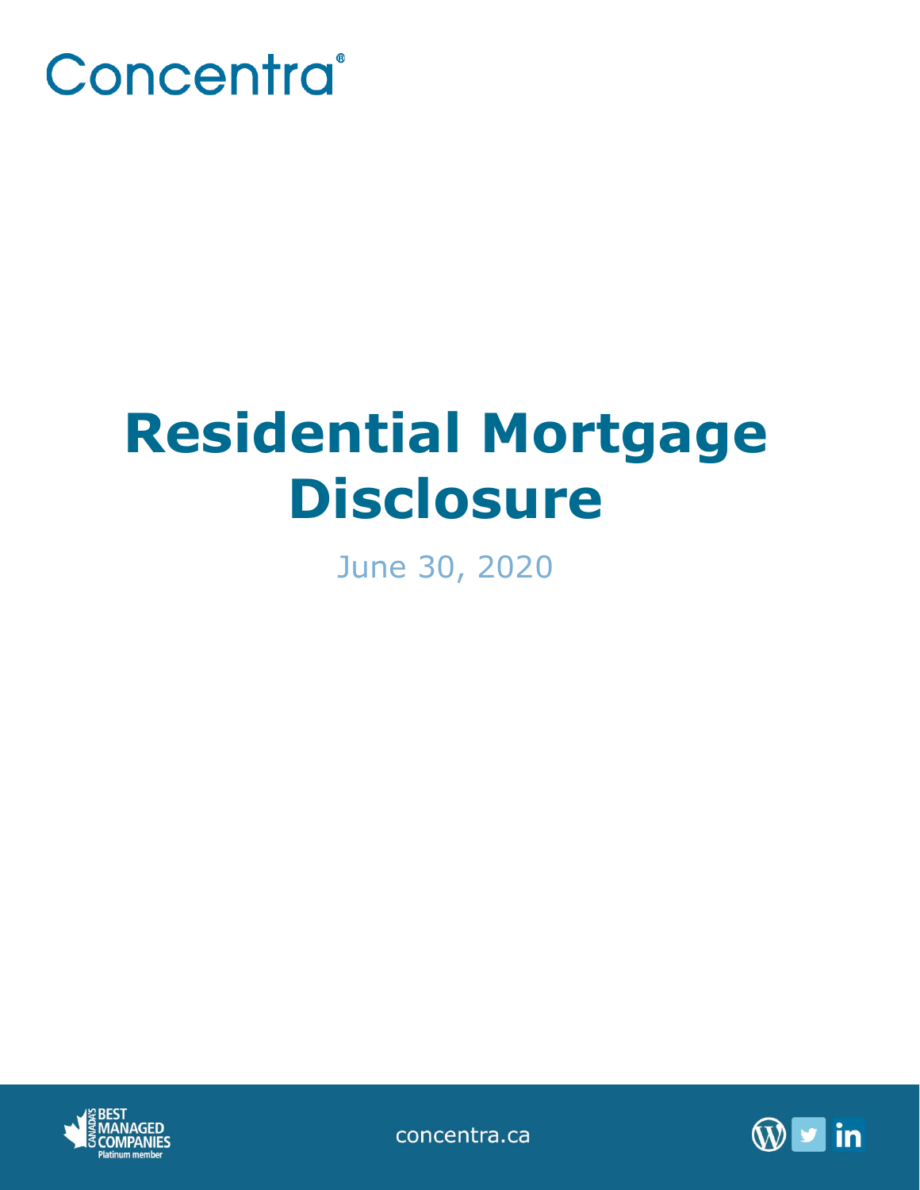Concentra®

# Residential Mortgage Disclosure

June 30, 2020

concentra.ca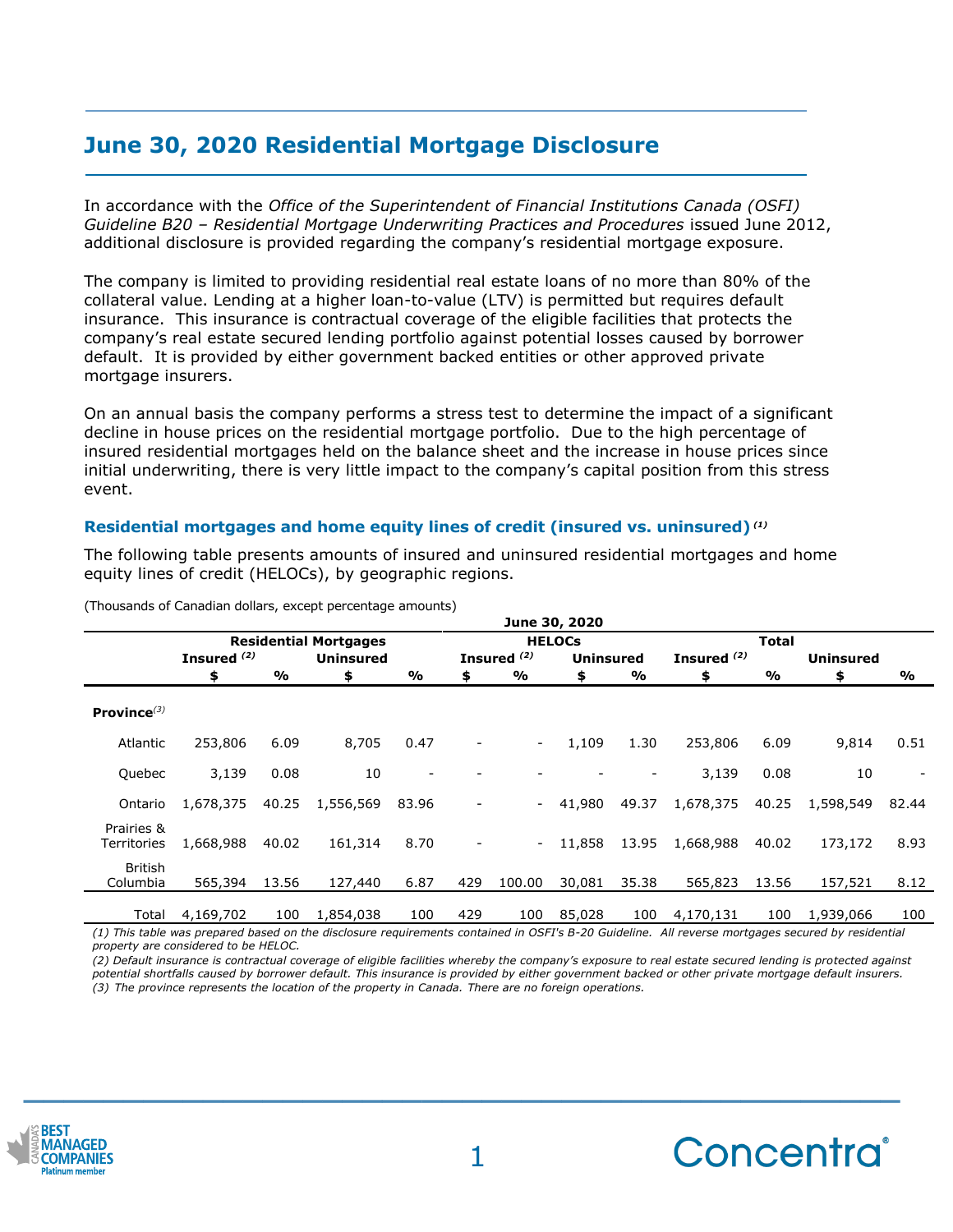# June 30, 2020 Residential Mortgage Disclosure

In accordance with the *Office of the Superintendent of Financial Institutions Canada (OSFI) Guideline B20 – Residential Mortgage Underwriting Practices and Procedures* issued June 2012, additional disclosure is provided regarding the company's residential mortgage exposure.

The company is limited to providing residential real estate loans of no more than 80% of the collateral value. Lending at a higher loan-to-value (LTV) is permitted but requires default insurance. This insurance is contractual coverage of the eligible facilities that protects the company's real estate secured lending portfolio against potential losses caused by borrower default. It is provided by either government backed entities or other approved private mortgage insurers.

On an annual basis the company performs a stress test to determine the impact of a significant decline in house prices on the residential mortgage portfolio. Due to the high percentage of insured residential mortgages held on the balance sheet and the increase in house prices since initial underwriting, there is very little impact to the company's capital position from this stress event.

### Residential mortgages and home equity lines of credit (insured vs. uninsured) [(1)]

The following table presents amounts of insured and uninsured residential mortgages and home equity lines of credit (HELOCs), by geographic regions.

(Thousands of Canadian dollars, except percentage amounts)

| | June 30, 2020 | | | | | | | | | | | |
|---|---|---|---|---|---|---|---|---|---|---|---|---|
| | Residential Mortgages | | | | HELOCs | | | | Total | | | |
| | Insured [(2)] | | Uninsured | | Insured [(2)] | | Uninsured | | Insured [(2)] | | Uninsured | |
| | $ | % | $ | % | $ | % | $ | % | $ | % | $ | % |
| **Province**[(3)] | | | | | | | | | | | | |
| Atlantic | 253,806 | 6.09 | 8,705 | 0.47 | - | - | 1,109 | 1.30 | 253,806 | 6.09 | 9,814 | 0.51 |
| Quebec | 3,139 | 0.08 | 10 | - | - | - | - | - | 3,139 | 0.08 | 10 | - |
| Ontario | 1,678,375 | 40.25 | 1,556,569 | 83.96 | - | - | 41,980 | 49.37 | 1,678,375 | 40.25 | 1,598,549 | 82.44 |
| Prairies & Territories | 1,668,988 | 40.02 | 161,314 | 8.70 | - | - | 11,858 | 13.95 | 1,668,988 | 40.02 | 173,172 | 8.93 |
| British Columbia | 565,394 | 13.56 | 127,440 | 6.87 | 429 | 100.00 | 30,081 | 35.38 | 565,823 | 13.56 | 157,521 | 8.12 |
| Total | 4,169,702 | 100 | 1,854,038 | 100 | 429 | 100 | 85,028 | 100 | 4,170,131 | 100 | 1,939,066 | 100 |

*(1) This table was prepared based on the disclosure requirements contained in OSFI's B-20 Guideline. All reverse mortgages secured by residential property are considered to be HELOC.*
*(2) Default insurance is contractual coverage of eligible facilities whereby the company's exposure to real estate secured lending is protected against potential shortfalls caused by borrower default. This insurance is provided by either government backed or other private mortgage default insurers.*
*(3) The province represents the location of the property in Canada. There are no foreign operations.*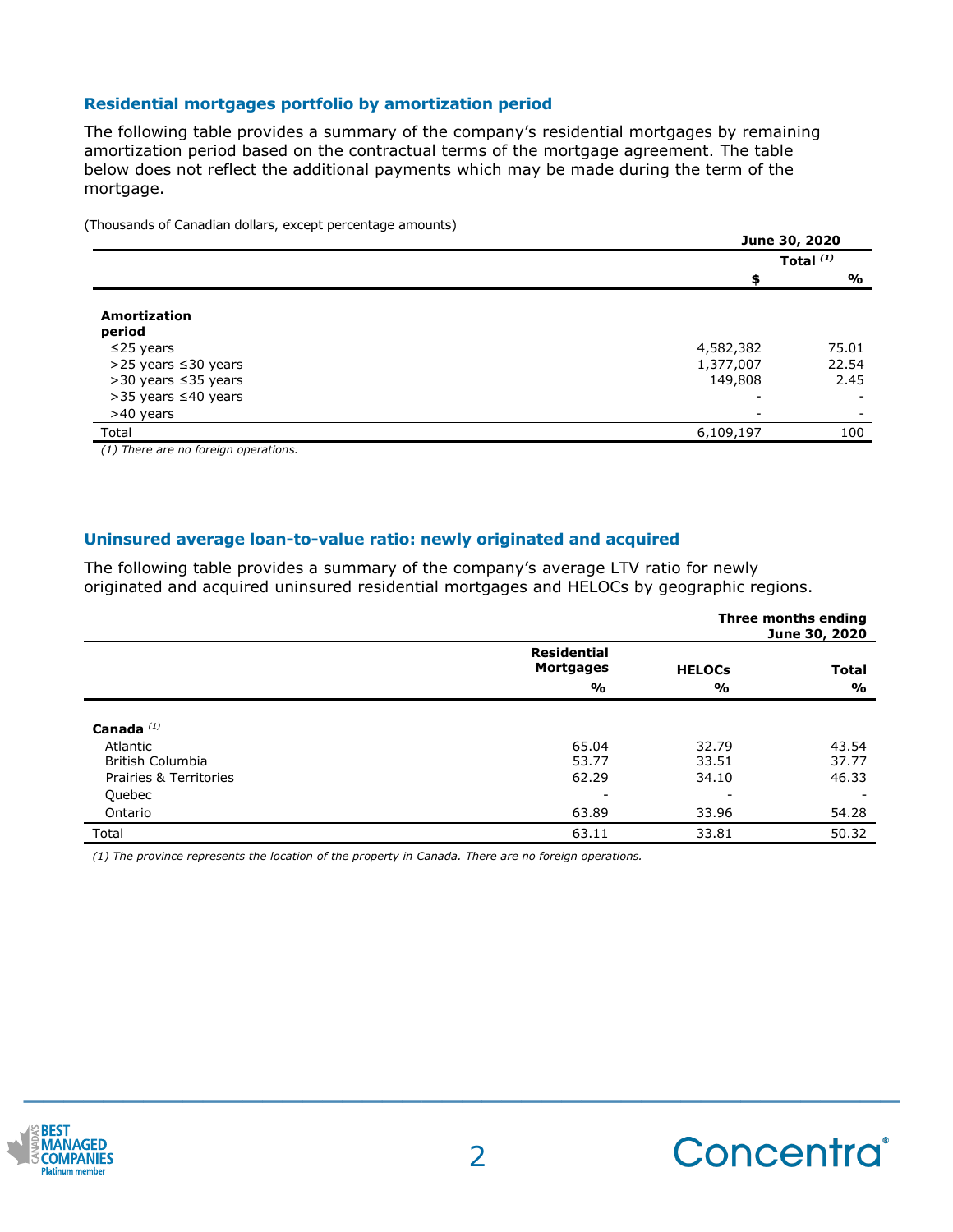## Residential mortgages portfolio by amortization period

The following table provides a summary of the company's residential mortgages by remaining amortization period based on the contractual terms of the mortgage agreement. The table below does not reflect the additional payments which may be made during the term of the mortgage.

(Thousands of Canadian dollars, except percentage amounts)

| | June 30, 2020 | |
|---|---|---|
| | Total (1) | |
| | $ | % |
| **Amortization period** | | |
| ≤25 years | 4,582,382 | 75.01 |
| >25 years ≤30 years | 1,377,007 | 22.54 |
| >30 years ≤35 years | 149,808 | 2.45 |
| >35 years ≤40 years | - | - |
| >40 years | - | - |
| Total | 6,109,197 | 100 |

*(1) There are no foreign operations.*

## Uninsured average loan-to-value ratio: newly originated and acquired

The following table provides a summary of the company's average LTV ratio for newly originated and acquired uninsured residential mortgages and HELOCs by geographic regions.

| | Three months ending June 30, 2020 | | |
|---|---|---|---|
| | Residential Mortgages | HELOCs | Total |
| | % | % | % |
| **Canada** (1) | | | |
| Atlantic | 65.04 | 32.79 | 43.54 |
| British Columbia | 53.77 | 33.51 | 37.77 |
| Prairies & Territories | 62.29 | 34.10 | 46.33 |
| Quebec | - | - | - |
| Ontario | 63.89 | 33.96 | 54.28 |
| Total | 63.11 | 33.81 | 50.32 |

*(1) The province represents the location of the property in Canada. There are no foreign operations.*